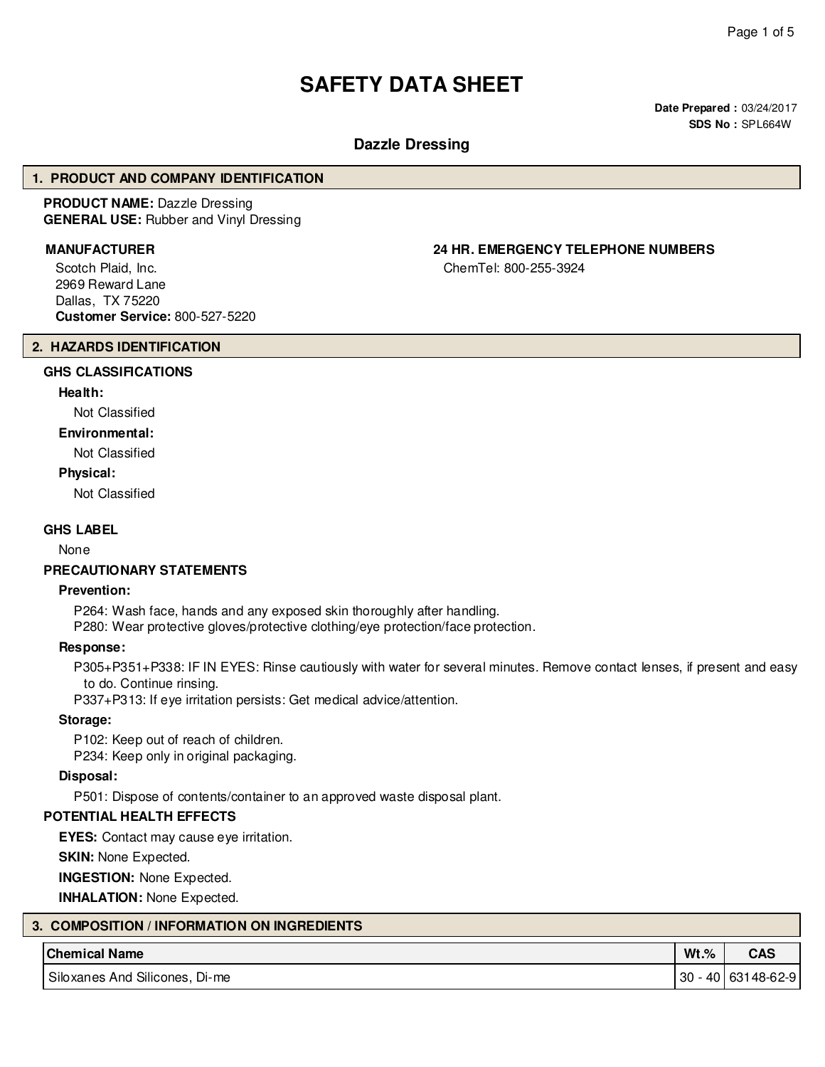# SAFETY DATA SHEET

**Date Prepared :** 03/24/2017
**SDS No :** SPL664W

## Dazzle Dressing

## 1. PRODUCT AND COMPANY IDENTIFICATION

**PRODUCT NAME:** Dazzle Dressing
**GENERAL USE:** Rubber and Vinyl Dressing

**MANUFACTURER**

Scotch Plaid, Inc.
2969 Reward Lane
Dallas, TX 75220
**Customer Service:** 800-527-5220

**24 HR. EMERGENCY TELEPHONE NUMBERS**

ChemTel: 800-255-3924

## 2. HAZARDS IDENTIFICATION

### GHS CLASSIFICATIONS

**Health:**

Not Classified

**Environmental:**

Not Classified

**Physical:**

Not Classified

### GHS LABEL

None

### PRECAUTIONARY STATEMENTS

**Prevention:**

P264: Wash face, hands and any exposed skin thoroughly after handling.
P280: Wear protective gloves/protective clothing/eye protection/face protection.

**Response:**

P305+P351+P338: IF IN EYES: Rinse cautiously with water for several minutes. Remove contact lenses, if present and easy to do. Continue rinsing.
P337+P313: If eye irritation persists: Get medical advice/attention.

**Storage:**

P102: Keep out of reach of children.
P234: Keep only in original packaging.

**Disposal:**

P501: Dispose of contents/container to an approved waste disposal plant.

### POTENTIAL HEALTH EFFECTS

**EYES:** Contact may cause eye irritation.

**SKIN:** None Expected.

**INGESTION:** None Expected.

**INHALATION:** None Expected.

## 3. COMPOSITION / INFORMATION ON INGREDIENTS

| Chemical Name | Wt.% | CAS |
|---|---|---|
| Siloxanes And Silicones, Di-me | 30 - 40 | 63148-62-9 |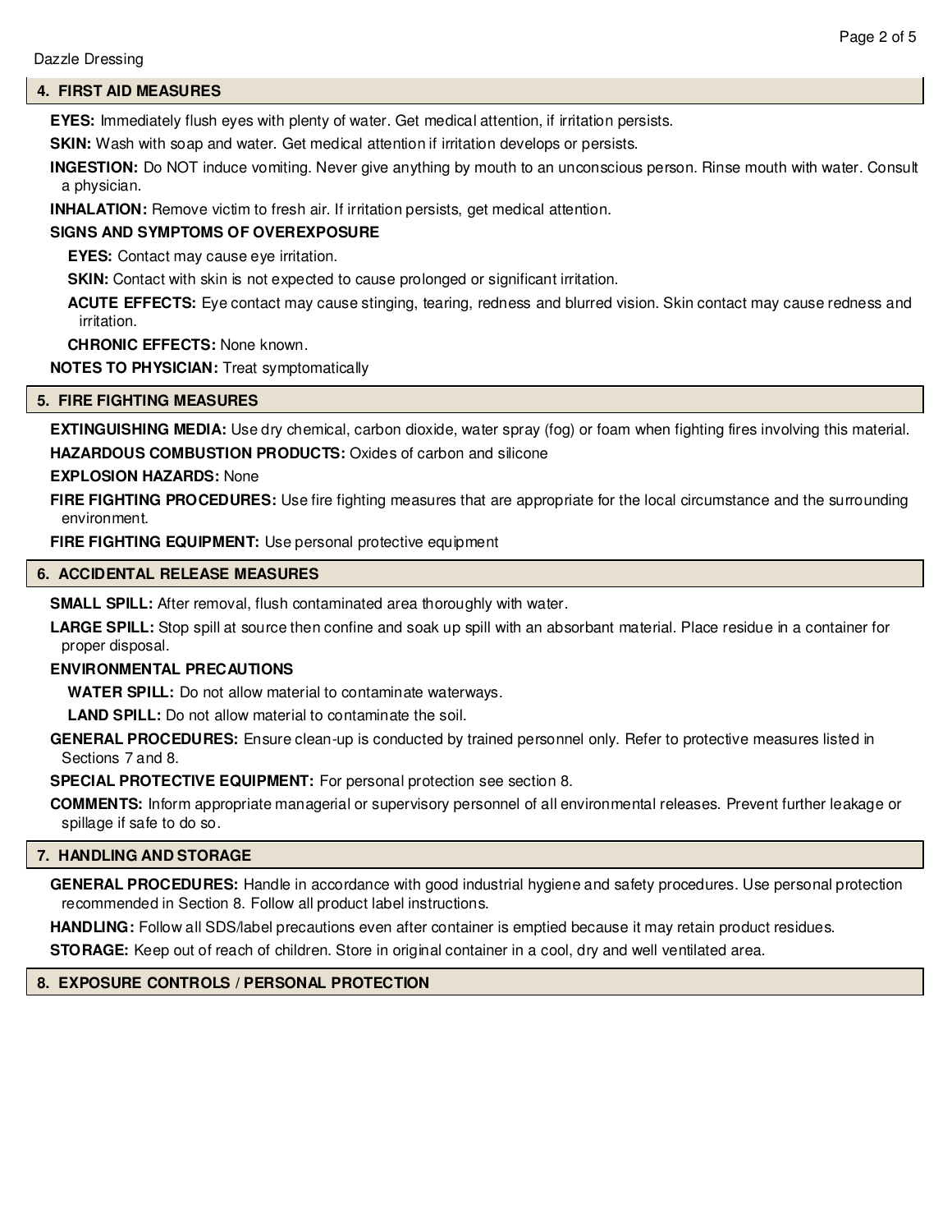## 4. FIRST AID MEASURES

**EYES:** Immediately flush eyes with plenty of water. Get medical attention, if irritation persists.

**SKIN:** Wash with soap and water. Get medical attention if irritation develops or persists.

**INGESTION:** Do NOT induce vomiting. Never give anything by mouth to an unconscious person. Rinse mouth with water. Consult a physician.

**INHALATION:** Remove victim to fresh air. If irritation persists, get medical attention.

**SIGNS AND SYMPTOMS OF OVEREXPOSURE**

**EYES:** Contact may cause eye irritation.

**SKIN:** Contact with skin is not expected to cause prolonged or significant irritation.

**ACUTE EFFECTS:** Eye contact may cause stinging, tearing, redness and blurred vision. Skin contact may cause redness and irritation.

**CHRONIC EFFECTS:** None known.

**NOTES TO PHYSICIAN:** Treat symptomatically

## 5. FIRE FIGHTING MEASURES

**EXTINGUISHING MEDIA:** Use dry chemical, carbon dioxide, water spray (fog) or foam when fighting fires involving this material.

**HAZARDOUS COMBUSTION PRODUCTS:** Oxides of carbon and silicone

**EXPLOSION HAZARDS:** None

**FIRE FIGHTING PROCEDURES:** Use fire fighting measures that are appropriate for the local circumstance and the surrounding environment.

**FIRE FIGHTING EQUIPMENT:** Use personal protective equipment

## 6. ACCIDENTAL RELEASE MEASURES

**SMALL SPILL:** After removal, flush contaminated area thoroughly with water.

**LARGE SPILL:** Stop spill at source then confine and soak up spill with an absorbant material. Place residue in a container for proper disposal.

**ENVIRONMENTAL PRECAUTIONS**

**WATER SPILL:** Do not allow material to contaminate waterways.

**LAND SPILL:** Do not allow material to contaminate the soil.

**GENERAL PROCEDURES:** Ensure clean-up is conducted by trained personnel only. Refer to protective measures listed in Sections 7 and 8.

**SPECIAL PROTECTIVE EQUIPMENT:** For personal protection see section 8.

**COMMENTS:** Inform appropriate managerial or supervisory personnel of all environmental releases. Prevent further leakage or spillage if safe to do so.

## 7. HANDLING AND STORAGE

**GENERAL PROCEDURES:** Handle in accordance with good industrial hygiene and safety procedures. Use personal protection recommended in Section 8. Follow all product label instructions.

**HANDLING:** Follow all SDS/label precautions even after container is emptied because it may retain product residues.

**STORAGE:** Keep out of reach of children. Store in original container in a cool, dry and well ventilated area.

## 8. EXPOSURE CONTROLS / PERSONAL PROTECTION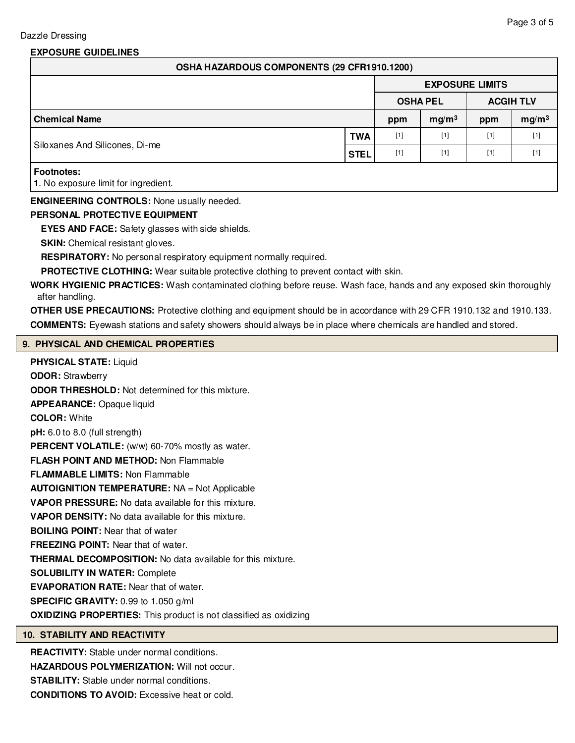Dazzle Dressing

**EXPOSURE GUIDELINES**

| OSHA HAZARDOUS COMPONENTS (29 CFR1910.1200) | | | | | | |
|---|---|---|---|---|---|---|
| | | EXPOSURE LIMITS | | | | |
| | | OSHA PEL | | ACGIH TLV | | |
| **Chemical Name** | | ppm | $mg/m^3$ | ppm | $mg/m^3$ | |
| Siloxanes And Silicones, Di-me | TWA | [1] | [1] | [1] | [1] | |
| | STEL | [1] | [1] | [1] | [1] | |

**Footnotes:**
**1**. No exposure limit for ingredient.

**ENGINEERING CONTROLS:** None usually needed.

**PERSONAL PROTECTIVE EQUIPMENT**

**EYES AND FACE:** Safety glasses with side shields.

**SKIN:** Chemical resistant gloves.

**RESPIRATORY:** No personal respiratory equipment normally required.

**PROTECTIVE CLOTHING:** Wear suitable protective clothing to prevent contact with skin.

**WORK HYGIENIC PRACTICES:** Wash contaminated clothing before reuse. Wash face, hands and any exposed skin thoroughly after handling.

**OTHER USE PRECAUTIONS:** Protective clothing and equipment should be in accordance with 29 CFR 1910.132 and 1910.133.

**COMMENTS:** Eyewash stations and safety showers should always be in place where chemicals are handled and stored.

## 9. PHYSICAL AND CHEMICAL PROPERTIES

**PHYSICAL STATE:** Liquid

**ODOR:** Strawberry

**ODOR THRESHOLD:** Not determined for this mixture.

**APPEARANCE:** Opaque liquid

**COLOR:** White

**pH:** 6.0 to 8.0 (full strength)

**PERCENT VOLATILE:** (w/w) 60-70% mostly as water.

**FLASH POINT AND METHOD:** Non Flammable

**FLAMMABLE LIMITS:** Non Flammable

**AUTOIGNITION TEMPERATURE:** NA = Not Applicable

**VAPOR PRESSURE:** No data available for this mixture.

**VAPOR DENSITY:** No data available for this mixture.

**BOILING POINT:** Near that of water

**FREEZING POINT:** Near that of water.

**THERMAL DECOMPOSITION:** No data available for this mixture.

**SOLUBILITY IN WATER:** Complete

**EVAPORATION RATE:** Near that of water.

**SPECIFIC GRAVITY:** 0.99 to 1.050 g/ml

**OXIDIZING PROPERTIES:** This product is not classified as oxidizing

## 10. STABILITY AND REACTIVITY

**REACTIVITY:** Stable under normal conditions.

**HAZARDOUS POLYMERIZATION:** Will not occur.

**STABILITY:** Stable under normal conditions.

**CONDITIONS TO AVOID:** Excessive heat or cold.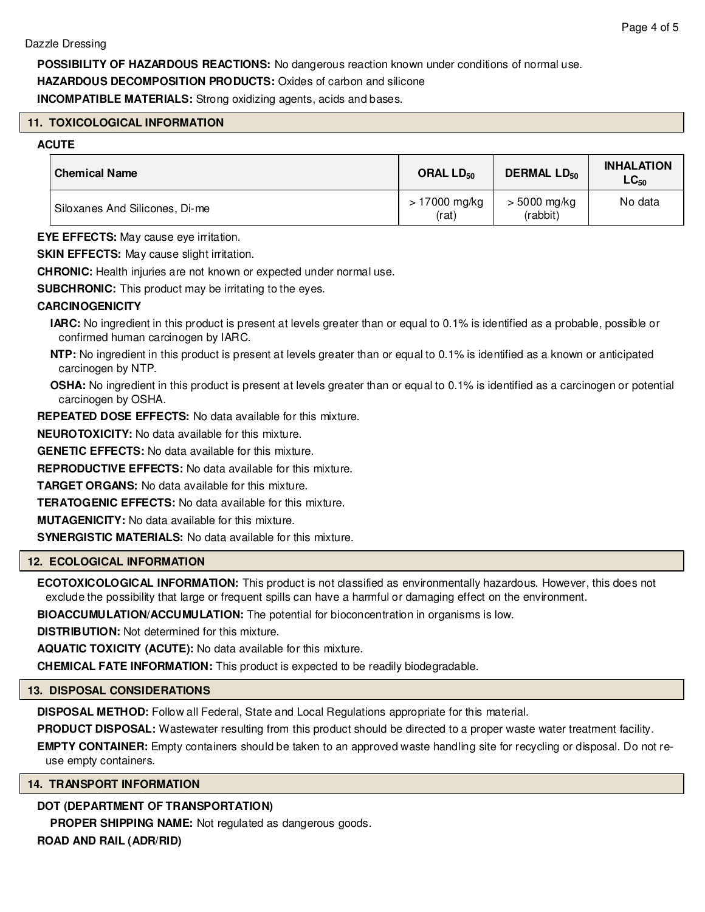**POSSIBILITY OF HAZARDOUS REACTIONS:** No dangerous reaction known under conditions of normal use.

**HAZARDOUS DECOMPOSITION PRODUCTS:** Oxides of carbon and silicone

**INCOMPATIBLE MATERIALS:** Strong oxidizing agents, acids and bases.

## 11. TOXICOLOGICAL INFORMATION

**ACUTE**

| Chemical Name | ORAL $LD_{50}$ | DERMAL $LD_{50}$ | INHALATION $LC_{50}$ |
|---|---|---|---|
| Siloxanes And Silicones, Di-me | > 17000 mg/kg (rat) | > 5000 mg/kg (rabbit) | No data |

**EYE EFFECTS:** May cause eye irritation.

**SKIN EFFECTS:** May cause slight irritation.

**CHRONIC:** Health injuries are not known or expected under normal use.

**SUBCHRONIC:** This product may be irritating to the eyes.

**CARCINOGENICITY**

**IARC:** No ingredient in this product is present at levels greater than or equal to 0.1% is identified as a probable, possible or confirmed human carcinogen by IARC.

**NTP:** No ingredient in this product is present at levels greater than or equal to 0.1% is identified as a known or anticipated carcinogen by NTP.

**OSHA:** No ingredient in this product is present at levels greater than or equal to 0.1% is identified as a carcinogen or potential carcinogen by OSHA.

**REPEATED DOSE EFFECTS:** No data available for this mixture.

**NEUROTOXICITY:** No data available for this mixture.

**GENETIC EFFECTS:** No data available for this mixture.

**REPRODUCTIVE EFFECTS:** No data available for this mixture.

**TARGET ORGANS:** No data available for this mixture.

**TERATOGENIC EFFECTS:** No data available for this mixture.

**MUTAGENICITY:** No data available for this mixture.

**SYNERGISTIC MATERIALS:** No data available for this mixture.

## 12. ECOLOGICAL INFORMATION

**ECOTOXICOLOGICAL INFORMATION:** This product is not classified as environmentally hazardous. However, this does not exclude the possibility that large or frequent spills can have a harmful or damaging effect on the environment.

**BIOACCUMULATION/ACCUMULATION:** The potential for bioconcentration in organisms is low.

**DISTRIBUTION:** Not determined for this mixture.

**AQUATIC TOXICITY (ACUTE):** No data available for this mixture.

**CHEMICAL FATE INFORMATION:** This product is expected to be readily biodegradable.

## 13. DISPOSAL CONSIDERATIONS

**DISPOSAL METHOD:** Follow all Federal, State and Local Regulations appropriate for this material.

**PRODUCT DISPOSAL:** Wastewater resulting from this product should be directed to a proper waste water treatment facility.

**EMPTY CONTAINER:** Empty containers should be taken to an approved waste handling site for recycling or disposal. Do not re-use empty containers.

## 14. TRANSPORT INFORMATION

**DOT (DEPARTMENT OF TRANSPORTATION)**

**PROPER SHIPPING NAME:** Not regulated as dangerous goods.

**ROAD AND RAIL (ADR/RID)**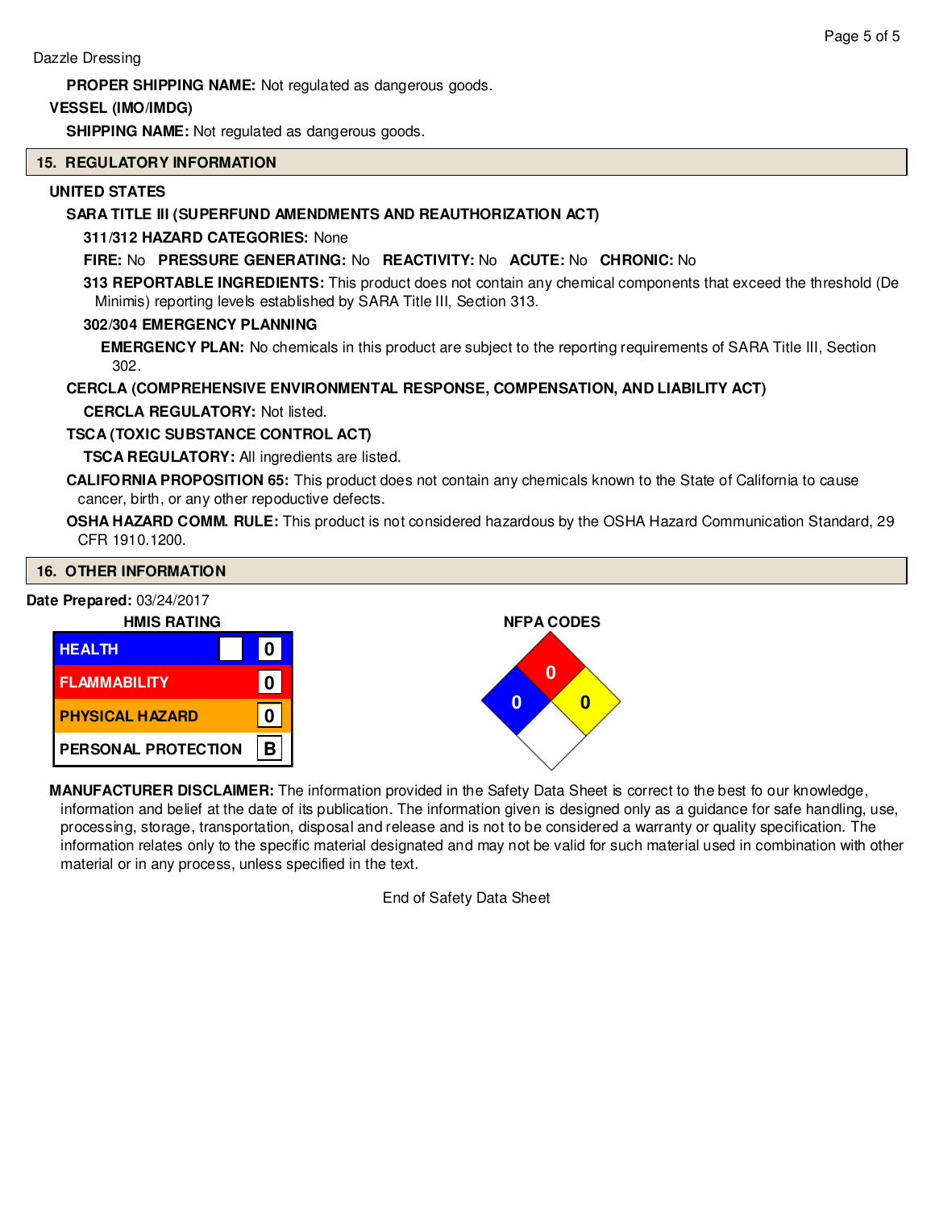**PROPER SHIPPING NAME:** Not regulated as dangerous goods.

**VESSEL (IMO/IMDG)**

**SHIPPING NAME:** Not regulated as dangerous goods.

## 15. REGULATORY INFORMATION

**UNITED STATES**

**SARA TITLE III (SUPERFUND AMENDMENTS AND REAUTHORIZATION ACT)**

**311/312 HAZARD CATEGORIES:** None

**FIRE:** No **PRESSURE GENERATING:** No **REACTIVITY:** No **ACUTE:** No **CHRONIC:** No

**313 REPORTABLE INGREDIENTS:** This product does not contain any chemical components that exceed the threshold (De Minimis) reporting levels established by SARA Title III, Section 313.

**302/304 EMERGENCY PLANNING**

**EMERGENCY PLAN:** No chemicals in this product are subject to the reporting requirements of SARA Title III, Section 302.

**CERCLA (COMPREHENSIVE ENVIRONMENTAL RESPONSE, COMPENSATION, AND LIABILITY ACT)**

**CERCLA REGULATORY:** Not listed.

**TSCA (TOXIC SUBSTANCE CONTROL ACT)**

**TSCA REGULATORY:** All ingredients are listed.

**CALIFORNIA PROPOSITION 65:** This product does not contain any chemicals known to the State of California to cause cancer, birth, or any other repoductive defects.

**OSHA HAZARD COMM. RULE:** This product is not considered hazardous by the OSHA Hazard Communication Standard, 29 CFR 1910.1200.

## 16. OTHER INFORMATION

**Date Prepared:** 03/24/2017

**HMIS RATING**

| | |
|---|---|
| HEALTH | 0 |
| FLAMMABILITY | 0 |
| PHYSICAL HAZARD | 0 |
| PERSONAL PROTECTION | B |

**NFPA CODES**

0
0
0

**MANUFACTURER DISCLAIMER:** The information provided in the Safety Data Sheet is correct to the best fo our knowledge, information and belief at the date of its publication. The information given is designed only as a guidance for safe handling, use, processing, storage, transportation, disposal and release and is not to be considered a warranty or quality specification. The information relates only to the specific material designated and may not be valid for such material used in combination with other material or in any process, unless specified in the text.

End of Safety Data Sheet